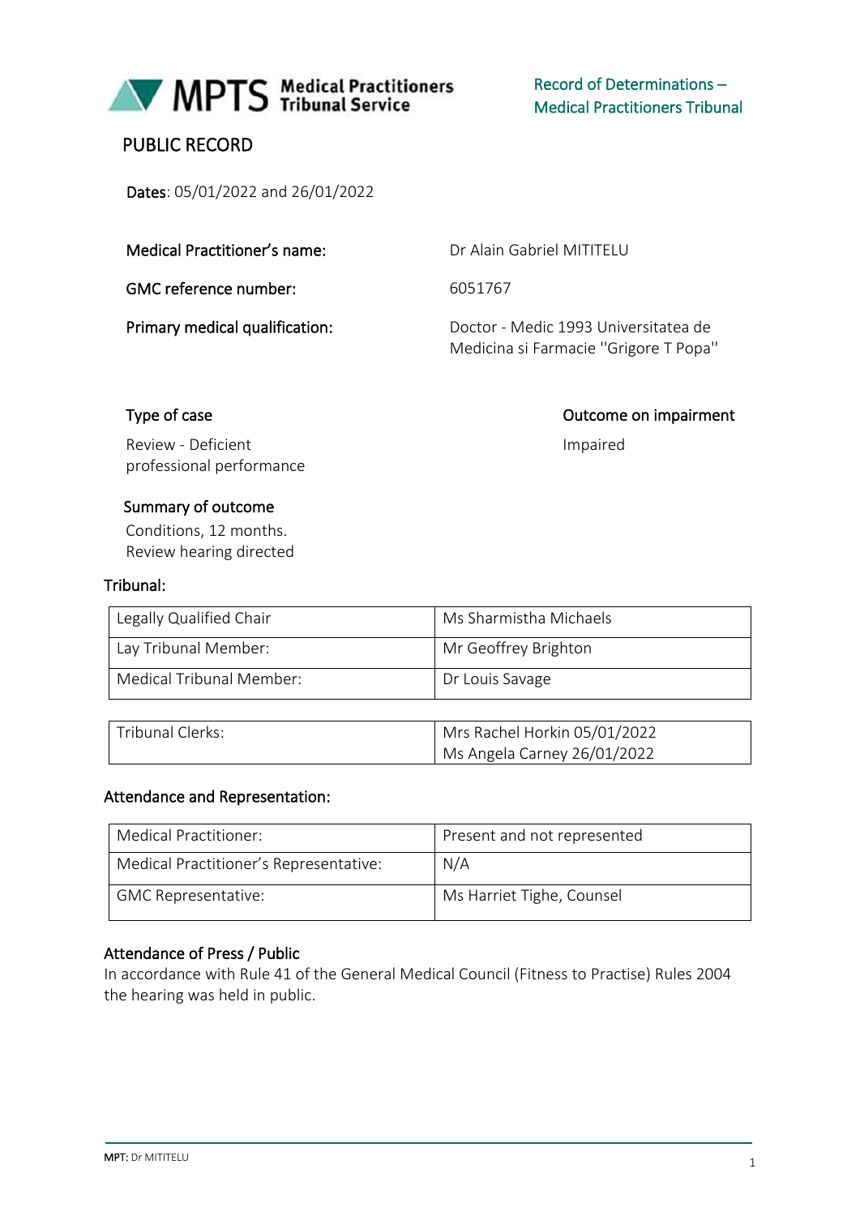MPTS Medical Practitioners Tribunal Service

Record of Determinations – Medical Practitioners Tribunal

# PUBLIC RECORD

**Dates**: 05/01/2022 and 26/01/2022

| | |
|---|---|
| **Medical Practitioner's name:** | Dr Alain Gabriel MITITELU |
| **GMC reference number:** | 6051767 |
| **Primary medical qualification:** | Doctor - Medic 1993 Universitatea de Medicina si Farmacie "Grigore T Popa" |

| **Type of case** | **Outcome on impairment** |
|---|---|
| Review - Deficient professional performance | Impaired |

**Summary of outcome**

Conditions, 12 months.
Review hearing directed

**Tribunal:**

| | |
|---|---|
| Legally Qualified Chair | Ms Sharmistha Michaels |
| Lay Tribunal Member: | Mr Geoffrey Brighton |
| Medical Tribunal Member: | Dr Louis Savage |

| | |
|---|---|
| Tribunal Clerks: | Mrs Rachel Horkin 05/01/2022<br>Ms Angela Carney 26/01/2022 |

**Attendance and Representation:**

| | |
|---|---|
| Medical Practitioner: | Present and not represented |
| Medical Practitioner's Representative: | N/A |
| GMC Representative: | Ms Harriet Tighe, Counsel |

**Attendance of Press / Public**

In accordance with Rule 41 of the General Medical Council (Fitness to Practise) Rules 2004 the hearing was held in public.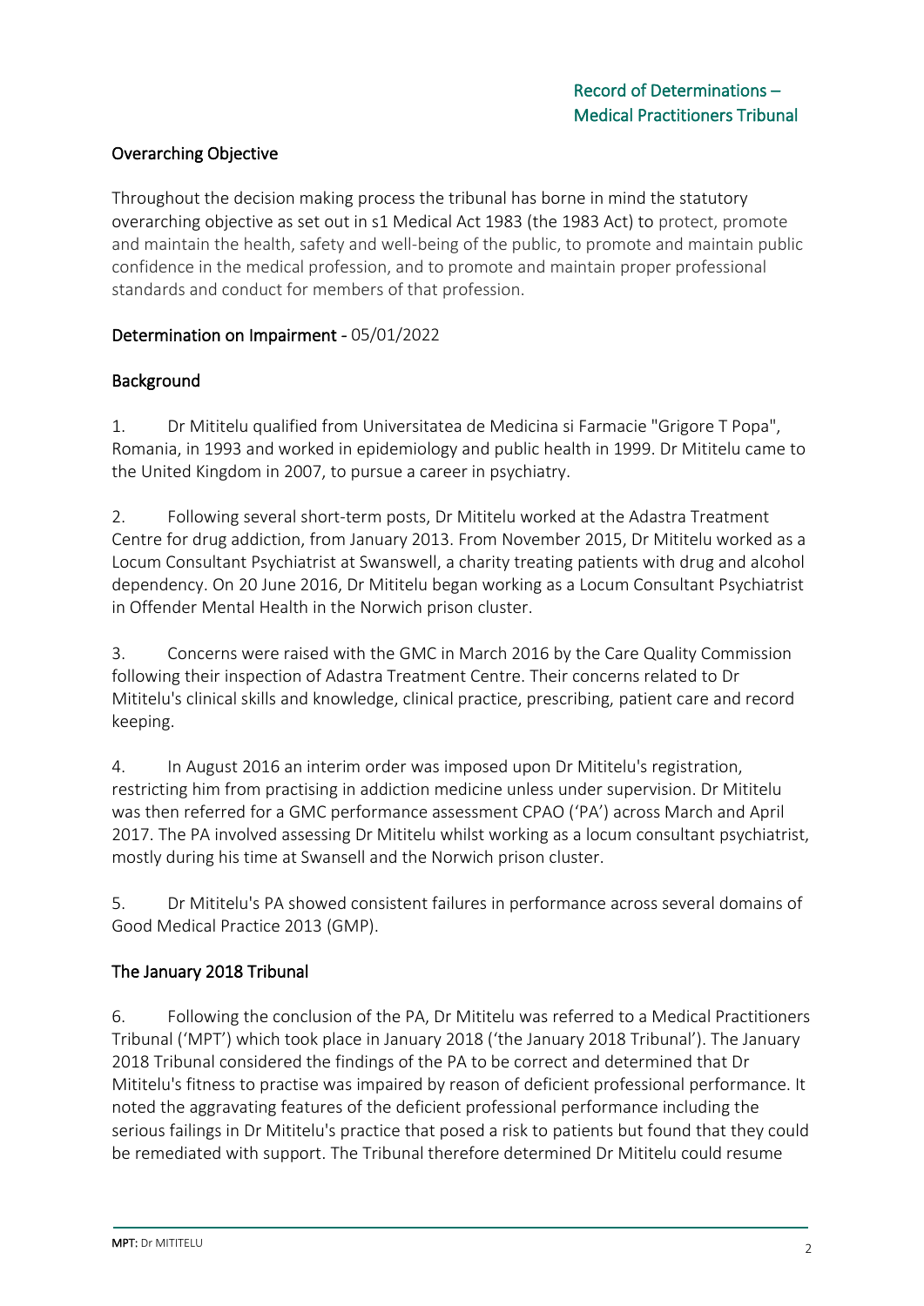## Overarching Objective

Throughout the decision making process the tribunal has borne in mind the statutory overarching objective as set out in s1 Medical Act 1983 (the 1983 Act) to protect, promote and maintain the health, safety and well-being of the public, to promote and maintain public confidence in the medical profession, and to promote and maintain proper professional standards and conduct for members of that profession.

## Determination on Impairment - 05/01/2022

### Background

1. Dr Mititelu qualified from Universitatea de Medicina si Farmacie "Grigore T Popa", Romania, in 1993 and worked in epidemiology and public health in 1999. Dr Mititelu came to the United Kingdom in 2007, to pursue a career in psychiatry.

2. Following several short-term posts, Dr Mititelu worked at the Adastra Treatment Centre for drug addiction, from January 2013. From November 2015, Dr Mititelu worked as a Locum Consultant Psychiatrist at Swanswell, a charity treating patients with drug and alcohol dependency. On 20 June 2016, Dr Mititelu began working as a Locum Consultant Psychiatrist in Offender Mental Health in the Norwich prison cluster.

3. Concerns were raised with the GMC in March 2016 by the Care Quality Commission following their inspection of Adastra Treatment Centre. Their concerns related to Dr Mititelu's clinical skills and knowledge, clinical practice, prescribing, patient care and record keeping.

4. In August 2016 an interim order was imposed upon Dr Mititelu's registration, restricting him from practising in addiction medicine unless under supervision. Dr Mititelu was then referred for a GMC performance assessment CPAO ('PA') across March and April 2017. The PA involved assessing Dr Mititelu whilst working as a locum consultant psychiatrist, mostly during his time at Swansell and the Norwich prison cluster.

5. Dr Mititelu's PA showed consistent failures in performance across several domains of Good Medical Practice 2013 (GMP).

### The January 2018 Tribunal

6. Following the conclusion of the PA, Dr Mititelu was referred to a Medical Practitioners Tribunal ('MPT') which took place in January 2018 ('the January 2018 Tribunal'). The January 2018 Tribunal considered the findings of the PA to be correct and determined that Dr Mititelu's fitness to practise was impaired by reason of deficient professional performance. It noted the aggravating features of the deficient professional performance including the serious failings in Dr Mititelu's practice that posed a risk to patients but found that they could be remediated with support. The Tribunal therefore determined Dr Mititelu could resume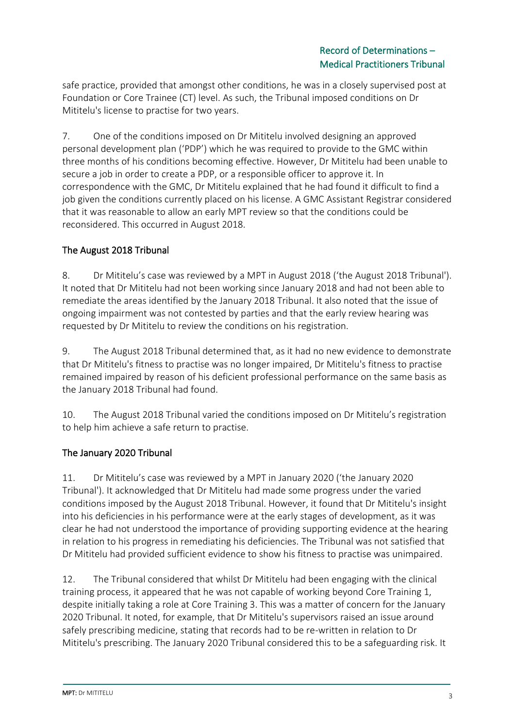safe practice, provided that amongst other conditions, he was in a closely supervised post at Foundation or Core Trainee (CT) level. As such, the Tribunal imposed conditions on Dr Mititelu's license to practise for two years.

7. One of the conditions imposed on Dr Mititelu involved designing an approved personal development plan ('PDP') which he was required to provide to the GMC within three months of his conditions becoming effective. However, Dr Mititelu had been unable to secure a job in order to create a PDP, or a responsible officer to approve it. In correspondence with the GMC, Dr Mititelu explained that he had found it difficult to find a job given the conditions currently placed on his license. A GMC Assistant Registrar considered that it was reasonable to allow an early MPT review so that the conditions could be reconsidered. This occurred in August 2018.

## The August 2018 Tribunal

8. Dr Mititelu's case was reviewed by a MPT in August 2018 ('the August 2018 Tribunal'). It noted that Dr Mititelu had not been working since January 2018 and had not been able to remediate the areas identified by the January 2018 Tribunal. It also noted that the issue of ongoing impairment was not contested by parties and that the early review hearing was requested by Dr Mititelu to review the conditions on his registration.

9. The August 2018 Tribunal determined that, as it had no new evidence to demonstrate that Dr Mititelu's fitness to practise was no longer impaired, Dr Mititelu's fitness to practise remained impaired by reason of his deficient professional performance on the same basis as the January 2018 Tribunal had found.

10. The August 2018 Tribunal varied the conditions imposed on Dr Mititelu's registration to help him achieve a safe return to practise.

## The January 2020 Tribunal

11. Dr Mititelu's case was reviewed by a MPT in January 2020 ('the January 2020 Tribunal'). It acknowledged that Dr Mititelu had made some progress under the varied conditions imposed by the August 2018 Tribunal. However, it found that Dr Mititelu's insight into his deficiencies in his performance were at the early stages of development, as it was clear he had not understood the importance of providing supporting evidence at the hearing in relation to his progress in remediating his deficiencies. The Tribunal was not satisfied that Dr Mititelu had provided sufficient evidence to show his fitness to practise was unimpaired.

12. The Tribunal considered that whilst Dr Mititelu had been engaging with the clinical training process, it appeared that he was not capable of working beyond Core Training 1, despite initially taking a role at Core Training 3. This was a matter of concern for the January 2020 Tribunal. It noted, for example, that Dr Mititelu's supervisors raised an issue around safely prescribing medicine, stating that records had to be re-written in relation to Dr Mititelu's prescribing. The January 2020 Tribunal considered this to be a safeguarding risk. It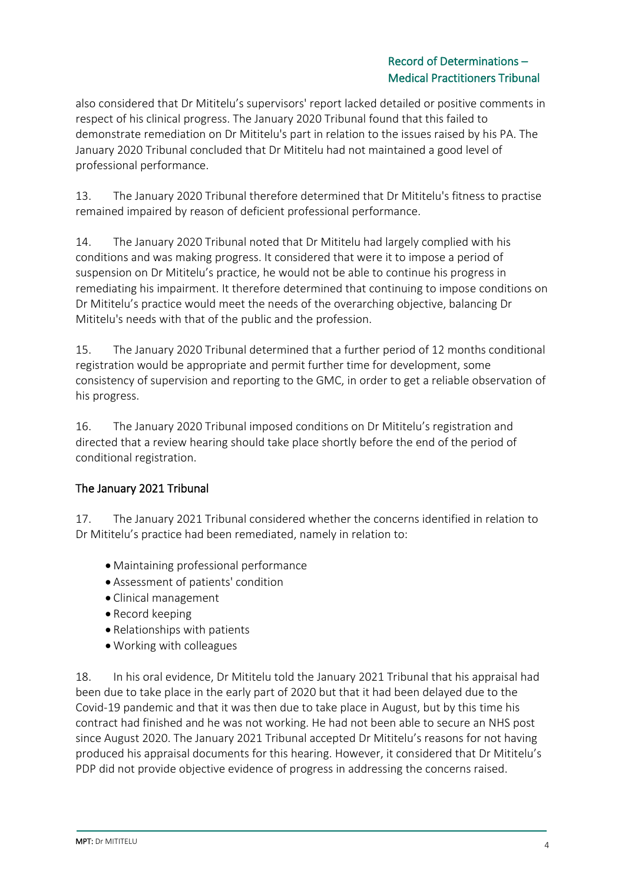also considered that Dr Mititelu's supervisors' report lacked detailed or positive comments in respect of his clinical progress. The January 2020 Tribunal found that this failed to demonstrate remediation on Dr Mititelu's part in relation to the issues raised by his PA. The January 2020 Tribunal concluded that Dr Mititelu had not maintained a good level of professional performance.

13. The January 2020 Tribunal therefore determined that Dr Mititelu's fitness to practise remained impaired by reason of deficient professional performance.

14. The January 2020 Tribunal noted that Dr Mititelu had largely complied with his conditions and was making progress. It considered that were it to impose a period of suspension on Dr Mititelu's practice, he would not be able to continue his progress in remediating his impairment. It therefore determined that continuing to impose conditions on Dr Mititelu's practice would meet the needs of the overarching objective, balancing Dr Mititelu's needs with that of the public and the profession.

15. The January 2020 Tribunal determined that a further period of 12 months conditional registration would be appropriate and permit further time for development, some consistency of supervision and reporting to the GMC, in order to get a reliable observation of his progress.

16. The January 2020 Tribunal imposed conditions on Dr Mititelu's registration and directed that a review hearing should take place shortly before the end of the period of conditional registration.

## The January 2021 Tribunal

17. The January 2021 Tribunal considered whether the concerns identified in relation to Dr Mititelu's practice had been remediated, namely in relation to:

- Maintaining professional performance
- Assessment of patients' condition
- Clinical management
- Record keeping
- Relationships with patients
- Working with colleagues

18. In his oral evidence, Dr Mititelu told the January 2021 Tribunal that his appraisal had been due to take place in the early part of 2020 but that it had been delayed due to the Covid-19 pandemic and that it was then due to take place in August, but by this time his contract had finished and he was not working. He had not been able to secure an NHS post since August 2020. The January 2021 Tribunal accepted Dr Mititelu's reasons for not having produced his appraisal documents for this hearing. However, it considered that Dr Mititelu's PDP did not provide objective evidence of progress in addressing the concerns raised.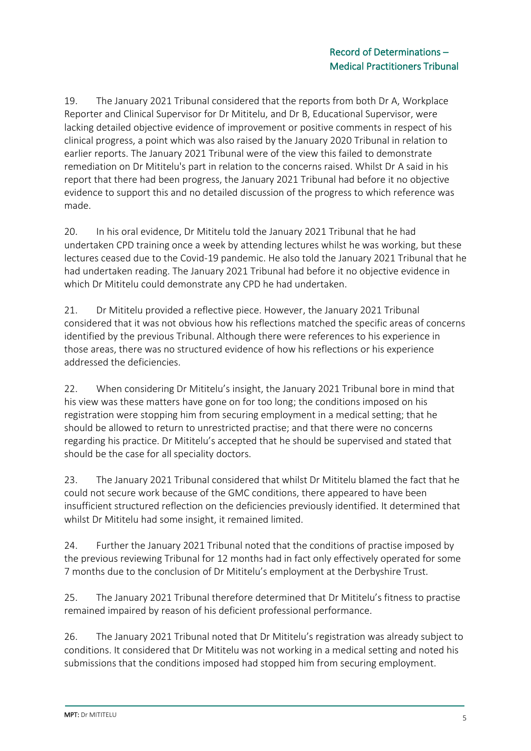19. The January 2021 Tribunal considered that the reports from both Dr A, Workplace Reporter and Clinical Supervisor for Dr Mititelu, and Dr B, Educational Supervisor, were lacking detailed objective evidence of improvement or positive comments in respect of his clinical progress, a point which was also raised by the January 2020 Tribunal in relation to earlier reports. The January 2021 Tribunal were of the view this failed to demonstrate remediation on Dr Mititelu's part in relation to the concerns raised. Whilst Dr A said in his report that there had been progress, the January 2021 Tribunal had before it no objective evidence to support this and no detailed discussion of the progress to which reference was made.

20. In his oral evidence, Dr Mititelu told the January 2021 Tribunal that he had undertaken CPD training once a week by attending lectures whilst he was working, but these lectures ceased due to the Covid-19 pandemic. He also told the January 2021 Tribunal that he had undertaken reading. The January 2021 Tribunal had before it no objective evidence in which Dr Mititelu could demonstrate any CPD he had undertaken.

21. Dr Mititelu provided a reflective piece. However, the January 2021 Tribunal considered that it was not obvious how his reflections matched the specific areas of concerns identified by the previous Tribunal. Although there were references to his experience in those areas, there was no structured evidence of how his reflections or his experience addressed the deficiencies.

22. When considering Dr Mititelu's insight, the January 2021 Tribunal bore in mind that his view was these matters have gone on for too long; the conditions imposed on his registration were stopping him from securing employment in a medical setting; that he should be allowed to return to unrestricted practise; and that there were no concerns regarding his practice. Dr Mititelu's accepted that he should be supervised and stated that should be the case for all speciality doctors.

23. The January 2021 Tribunal considered that whilst Dr Mititelu blamed the fact that he could not secure work because of the GMC conditions, there appeared to have been insufficient structured reflection on the deficiencies previously identified. It determined that whilst Dr Mititelu had some insight, it remained limited.

24. Further the January 2021 Tribunal noted that the conditions of practise imposed by the previous reviewing Tribunal for 12 months had in fact only effectively operated for some 7 months due to the conclusion of Dr Mititelu's employment at the Derbyshire Trust.

25. The January 2021 Tribunal therefore determined that Dr Mititelu's fitness to practise remained impaired by reason of his deficient professional performance.

26. The January 2021 Tribunal noted that Dr Mititelu's registration was already subject to conditions. It considered that Dr Mititelu was not working in a medical setting and noted his submissions that the conditions imposed had stopped him from securing employment.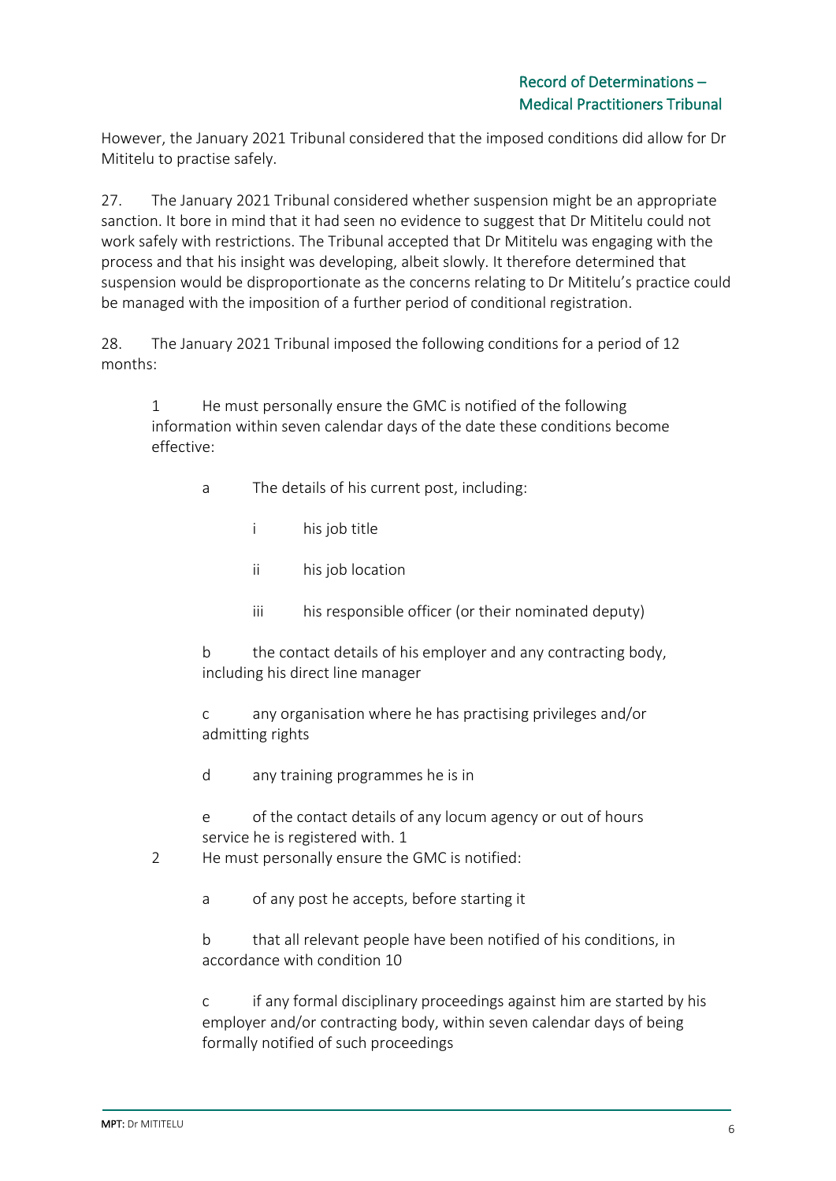However, the January 2021 Tribunal considered that the imposed conditions did allow for Dr Mititelu to practise safely.

27. The January 2021 Tribunal considered whether suspension might be an appropriate sanction. It bore in mind that it had seen no evidence to suggest that Dr Mititelu could not work safely with restrictions. The Tribunal accepted that Dr Mititelu was engaging with the process and that his insight was developing, albeit slowly. It therefore determined that suspension would be disproportionate as the concerns relating to Dr Mititelu's practice could be managed with the imposition of a further period of conditional registration.

28. The January 2021 Tribunal imposed the following conditions for a period of 12 months:

> 1 He must personally ensure the GMC is notified of the following information within seven calendar days of the date these conditions become effective:
>
> > a The details of his current post, including:
> >
> > > i his job title
> > >
> > > ii his job location
> > >
> > > iii his responsible officer (or their nominated deputy)
> >
> > b the contact details of his employer and any contracting body, including his direct line manager
> >
> > c any organisation where he has practising privileges and/or admitting rights
> >
> > d any training programmes he is in
> >
> > e of the contact details of any locum agency or out of hours service he is registered with. 1
>
> 2 He must personally ensure the GMC is notified:
>
> > a of any post he accepts, before starting it
> >
> > b that all relevant people have been notified of his conditions, in accordance with condition 10
> >
> > c if any formal disciplinary proceedings against him are started by his employer and/or contracting body, within seven calendar days of being formally notified of such proceedings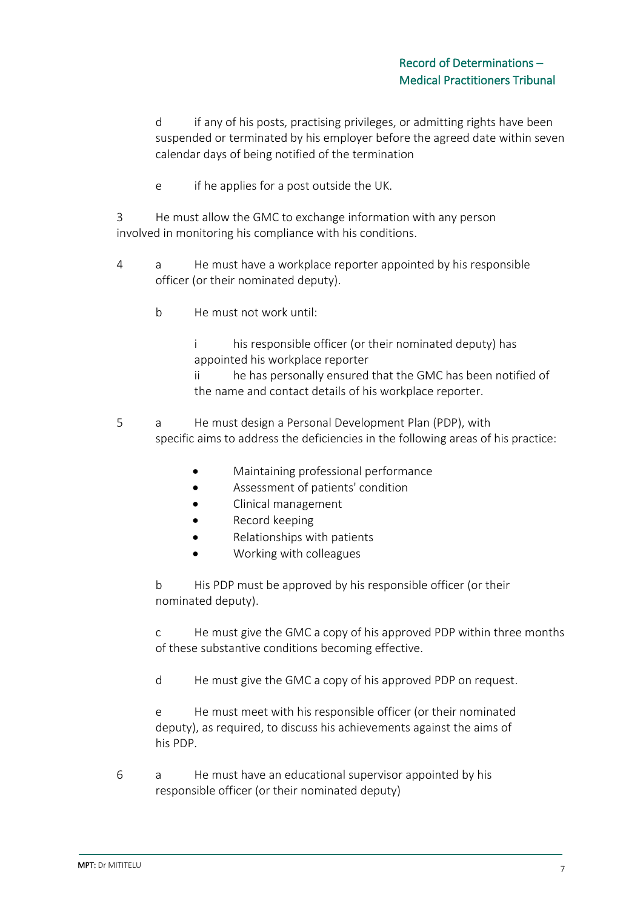d if any of his posts, practising privileges, or admitting rights have been suspended or terminated by his employer before the agreed date within seven calendar days of being notified of the termination

e if he applies for a post outside the UK.

3 He must allow the GMC to exchange information with any person involved in monitoring his compliance with his conditions.

4 a He must have a workplace reporter appointed by his responsible officer (or their nominated deputy).

b He must not work until:

i his responsible officer (or their nominated deputy) has appointed his workplace reporter
ii he has personally ensured that the GMC has been notified of the name and contact details of his workplace reporter.

5 a He must design a Personal Development Plan (PDP), with specific aims to address the deficiencies in the following areas of his practice:

- Maintaining professional performance
- Assessment of patients' condition
- Clinical management
- Record keeping
- Relationships with patients
- Working with colleagues

b His PDP must be approved by his responsible officer (or their nominated deputy).

c He must give the GMC a copy of his approved PDP within three months of these substantive conditions becoming effective.

d He must give the GMC a copy of his approved PDP on request.

e He must meet with his responsible officer (or their nominated deputy), as required, to discuss his achievements against the aims of his PDP.

6 a He must have an educational supervisor appointed by his responsible officer (or their nominated deputy)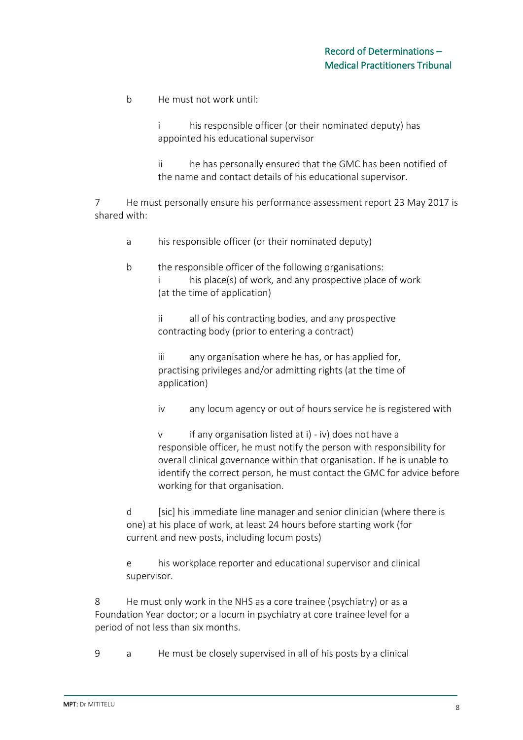b He must not work until:

i his responsible officer (or their nominated deputy) has appointed his educational supervisor

ii he has personally ensured that the GMC has been notified of the name and contact details of his educational supervisor.

7 He must personally ensure his performance assessment report 23 May 2017 is shared with:

a his responsible officer (or their nominated deputy)

b the responsible officer of the following organisations:

i his place(s) of work, and any prospective place of work (at the time of application)

ii all of his contracting bodies, and any prospective contracting body (prior to entering a contract)

iii any organisation where he has, or has applied for, practising privileges and/or admitting rights (at the time of application)

iv any locum agency or out of hours service he is registered with

v if any organisation listed at i) - iv) does not have a responsible officer, he must notify the person with responsibility for overall clinical governance within that organisation. If he is unable to identify the correct person, he must contact the GMC for advice before working for that organisation.

d [sic] his immediate line manager and senior clinician (where there is one) at his place of work, at least 24 hours before starting work (for current and new posts, including locum posts)

e his workplace reporter and educational supervisor and clinical supervisor.

8 He must only work in the NHS as a core trainee (psychiatry) or as a Foundation Year doctor; or a locum in psychiatry at core trainee level for a period of not less than six months.

9 a He must be closely supervised in all of his posts by a clinical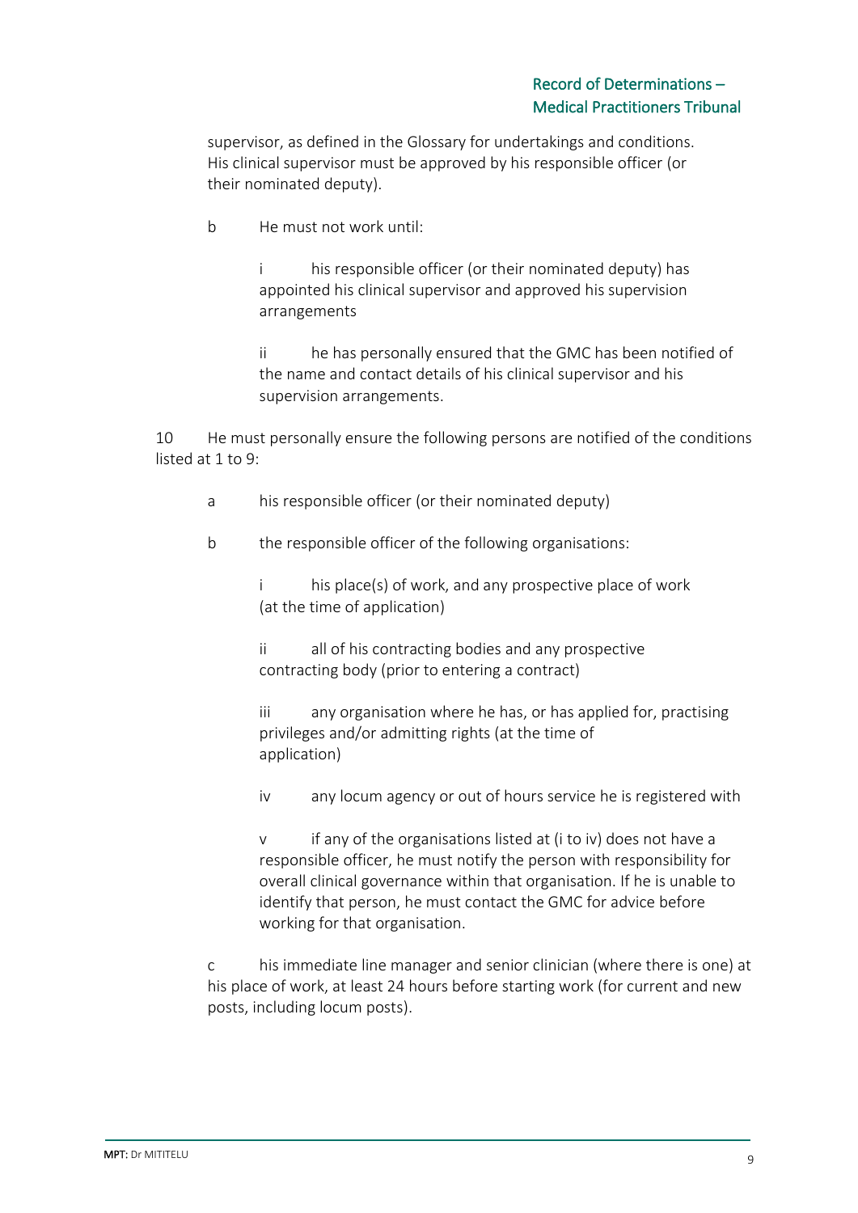supervisor, as defined in the Glossary for undertakings and conditions. His clinical supervisor must be approved by his responsible officer (or their nominated deputy).

b He must not work until:

i his responsible officer (or their nominated deputy) has appointed his clinical supervisor and approved his supervision arrangements

ii he has personally ensured that the GMC has been notified of the name and contact details of his clinical supervisor and his supervision arrangements.

10 He must personally ensure the following persons are notified of the conditions listed at 1 to 9:

a his responsible officer (or their nominated deputy)

b the responsible officer of the following organisations:

i his place(s) of work, and any prospective place of work (at the time of application)

ii all of his contracting bodies and any prospective contracting body (prior to entering a contract)

iii any organisation where he has, or has applied for, practising privileges and/or admitting rights (at the time of application)

iv any locum agency or out of hours service he is registered with

v if any of the organisations listed at (i to iv) does not have a responsible officer, he must notify the person with responsibility for overall clinical governance within that organisation. If he is unable to identify that person, he must contact the GMC for advice before working for that organisation.

c his immediate line manager and senior clinician (where there is one) at his place of work, at least 24 hours before starting work (for current and new posts, including locum posts).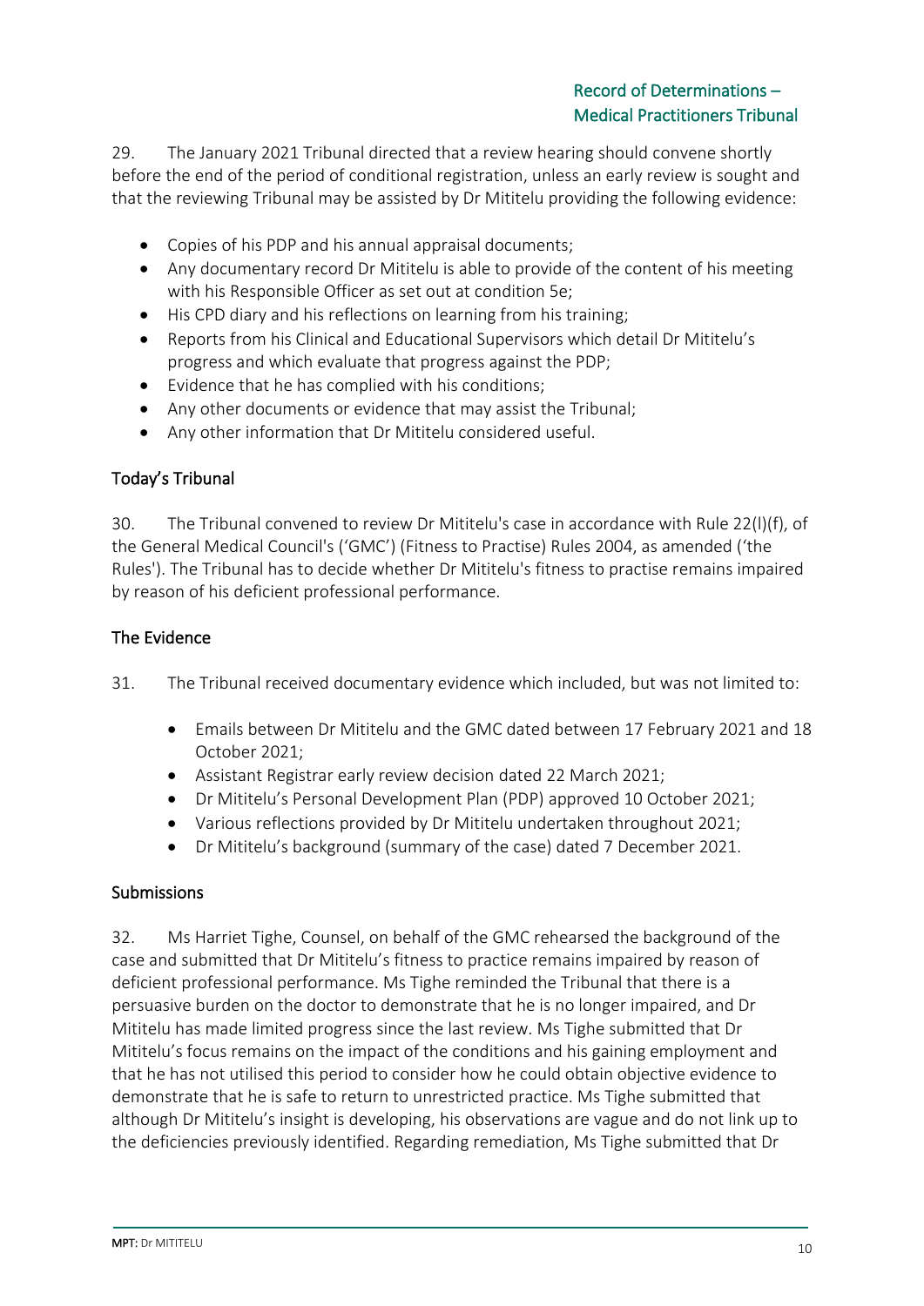29. The January 2021 Tribunal directed that a review hearing should convene shortly before the end of the period of conditional registration, unless an early review is sought and that the reviewing Tribunal may be assisted by Dr Mititelu providing the following evidence:

- Copies of his PDP and his annual appraisal documents;
- Any documentary record Dr Mititelu is able to provide of the content of his meeting with his Responsible Officer as set out at condition 5e;
- His CPD diary and his reflections on learning from his training;
- Reports from his Clinical and Educational Supervisors which detail Dr Mititelu's progress and which evaluate that progress against the PDP;
- Evidence that he has complied with his conditions;
- Any other documents or evidence that may assist the Tribunal;
- Any other information that Dr Mititelu considered useful.

## Today's Tribunal

30. The Tribunal convened to review Dr Mititelu's case in accordance with Rule 22(l)(f), of the General Medical Council's ('GMC') (Fitness to Practise) Rules 2004, as amended ('the Rules'). The Tribunal has to decide whether Dr Mititelu's fitness to practise remains impaired by reason of his deficient professional performance.

## The Evidence

31. The Tribunal received documentary evidence which included, but was not limited to:

- Emails between Dr Mititelu and the GMC dated between 17 February 2021 and 18 October 2021;
- Assistant Registrar early review decision dated 22 March 2021;
- Dr Mititelu's Personal Development Plan (PDP) approved 10 October 2021;
- Various reflections provided by Dr Mititelu undertaken throughout 2021;
- Dr Mititelu's background (summary of the case) dated 7 December 2021.

## Submissions

32. Ms Harriet Tighe, Counsel, on behalf of the GMC rehearsed the background of the case and submitted that Dr Mititelu's fitness to practice remains impaired by reason of deficient professional performance. Ms Tighe reminded the Tribunal that there is a persuasive burden on the doctor to demonstrate that he is no longer impaired, and Dr Mititelu has made limited progress since the last review. Ms Tighe submitted that Dr Mititelu's focus remains on the impact of the conditions and his gaining employment and that he has not utilised this period to consider how he could obtain objective evidence to demonstrate that he is safe to return to unrestricted practice. Ms Tighe submitted that although Dr Mititelu's insight is developing, his observations are vague and do not link up to the deficiencies previously identified. Regarding remediation, Ms Tighe submitted that Dr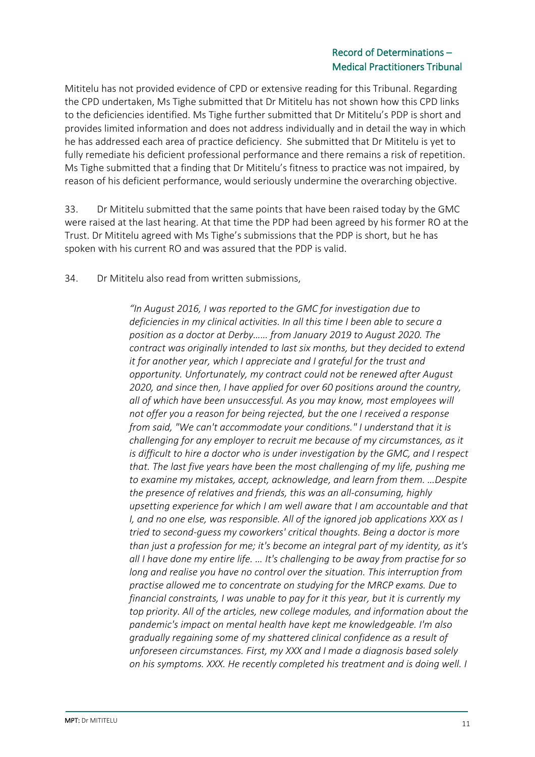Mititelu has not provided evidence of CPD or extensive reading for this Tribunal. Regarding the CPD undertaken, Ms Tighe submitted that Dr Mititelu has not shown how this CPD links to the deficiencies identified. Ms Tighe further submitted that Dr Mititelu's PDP is short and provides limited information and does not address individually and in detail the way in which he has addressed each area of practice deficiency. She submitted that Dr Mititelu is yet to fully remediate his deficient professional performance and there remains a risk of repetition. Ms Tighe submitted that a finding that Dr Mititelu's fitness to practice was not impaired, by reason of his deficient performance, would seriously undermine the overarching objective.

33. Dr Mititelu submitted that the same points that have been raised today by the GMC were raised at the last hearing. At that time the PDP had been agreed by his former RO at the Trust. Dr Mititelu agreed with Ms Tighe's submissions that the PDP is short, but he has spoken with his current RO and was assured that the PDP is valid.

34. Dr Mititelu also read from written submissions,

> *"In August 2016, I was reported to the GMC for investigation due to deficiencies in my clinical activities. In all this time I been able to secure a position as a doctor at Derby…… from January 2019 to August 2020. The contract was originally intended to last six months, but they decided to extend it for another year, which I appreciate and I grateful for the trust and opportunity. Unfortunately, my contract could not be renewed after August 2020, and since then, I have applied for over 60 positions around the country, all of which have been unsuccessful. As you may know, most employees will not offer you a reason for being rejected, but the one I received a response from said, "We can't accommodate your conditions." I understand that it is challenging for any employer to recruit me because of my circumstances, as it is difficult to hire a doctor who is under investigation by the GMC, and I respect that. The last five years have been the most challenging of my life, pushing me to examine my mistakes, accept, acknowledge, and learn from them. …Despite the presence of relatives and friends, this was an all-consuming, highly upsetting experience for which I am well aware that I am accountable and that I, and no one else, was responsible. All of the ignored job applications XXX as I tried to second-guess my coworkers' critical thoughts. Being a doctor is more than just a profession for me; it's become an integral part of my identity, as it's all I have done my entire life. … It's challenging to be away from practise for so long and realise you have no control over the situation. This interruption from practise allowed me to concentrate on studying for the MRCP exams. Due to financial constraints, I was unable to pay for it this year, but it is currently my top priority. All of the articles, new college modules, and information about the pandemic's impact on mental health have kept me knowledgeable. I'm also gradually regaining some of my shattered clinical confidence as a result of unforeseen circumstances. First, my XXX and I made a diagnosis based solely on his symptoms. XXX. He recently completed his treatment and is doing well. I*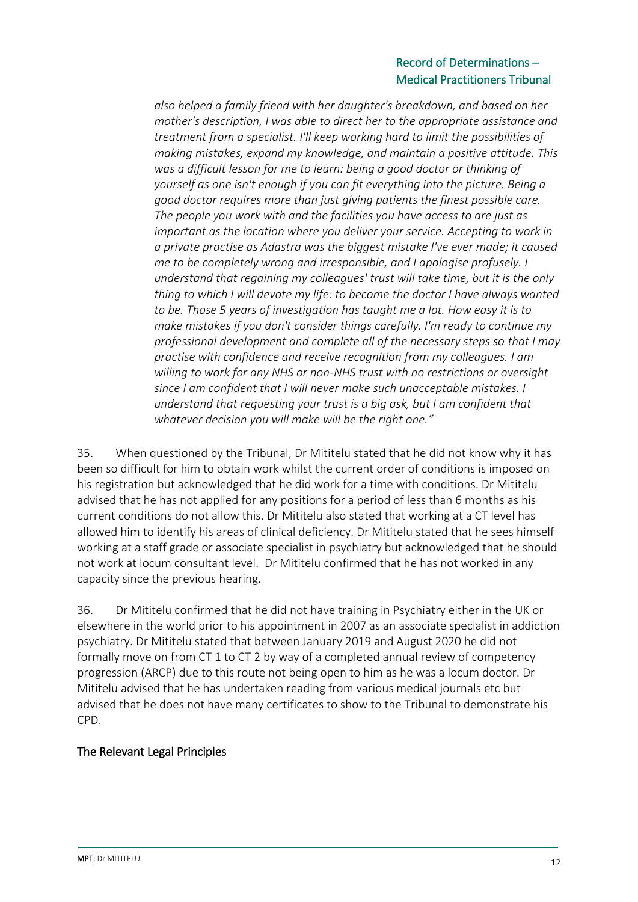*also helped a family friend with her daughter's breakdown, and based on her mother's description, I was able to direct her to the appropriate assistance and treatment from a specialist. I'll keep working hard to limit the possibilities of making mistakes, expand my knowledge, and maintain a positive attitude. This was a difficult lesson for me to learn: being a good doctor or thinking of yourself as one isn't enough if you can fit everything into the picture. Being a good doctor requires more than just giving patients the finest possible care. The people you work with and the facilities you have access to are just as important as the location where you deliver your service. Accepting to work in a private practise as Adastra was the biggest mistake I've ever made; it caused me to be completely wrong and irresponsible, and I apologise profusely. I understand that regaining my colleagues' trust will take time, but it is the only thing to which I will devote my life: to become the doctor I have always wanted to be. Those 5 years of investigation has taught me a lot. How easy it is to make mistakes if you don't consider things carefully. I'm ready to continue my professional development and complete all of the necessary steps so that I may practise with confidence and receive recognition from my colleagues. I am willing to work for any NHS or non-NHS trust with no restrictions or oversight since I am confident that I will never make such unacceptable mistakes. I understand that requesting your trust is a big ask, but I am confident that whatever decision you will make will be the right one."*

35. When questioned by the Tribunal, Dr Mititelu stated that he did not know why it has been so difficult for him to obtain work whilst the current order of conditions is imposed on his registration but acknowledged that he did work for a time with conditions. Dr Mititelu advised that he has not applied for any positions for a period of less than 6 months as his current conditions do not allow this. Dr Mititelu also stated that working at a CT level has allowed him to identify his areas of clinical deficiency. Dr Mititelu stated that he sees himself working at a staff grade or associate specialist in psychiatry but acknowledged that he should not work at locum consultant level. Dr Mititelu confirmed that he has not worked in any capacity since the previous hearing.

36. Dr Mititelu confirmed that he did not have training in Psychiatry either in the UK or elsewhere in the world prior to his appointment in 2007 as an associate specialist in addiction psychiatry. Dr Mititelu stated that between January 2019 and August 2020 he did not formally move on from CT 1 to CT 2 by way of a completed annual review of competency progression (ARCP) due to this route not being open to him as he was a locum doctor. Dr Mititelu advised that he has undertaken reading from various medical journals etc but advised that he does not have many certificates to show to the Tribunal to demonstrate his CPD.

## The Relevant Legal Principles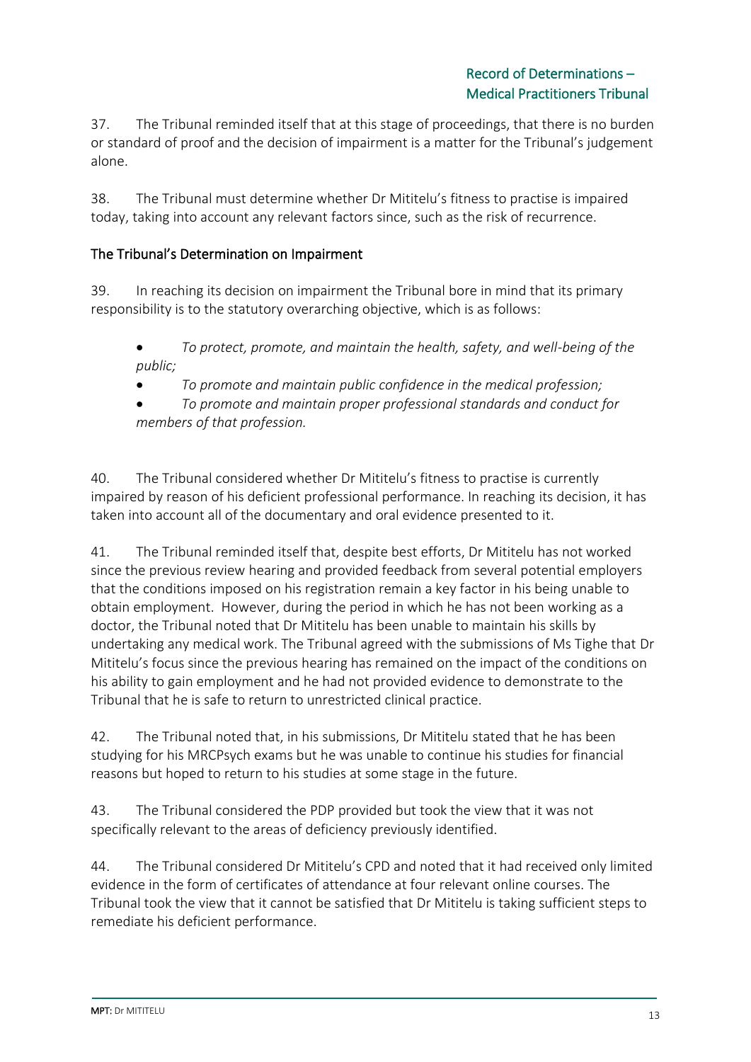37. The Tribunal reminded itself that at this stage of proceedings, that there is no burden or standard of proof and the decision of impairment is a matter for the Tribunal's judgement alone.

38. The Tribunal must determine whether Dr Mititelu's fitness to practise is impaired today, taking into account any relevant factors since, such as the risk of recurrence.

## The Tribunal's Determination on Impairment

39. In reaching its decision on impairment the Tribunal bore in mind that its primary responsibility is to the statutory overarching objective, which is as follows:

- *To protect, promote, and maintain the health, safety, and well-being of the public;*
- *To promote and maintain public confidence in the medical profession;*
- *To promote and maintain proper professional standards and conduct for members of that profession.*

40. The Tribunal considered whether Dr Mititelu's fitness to practise is currently impaired by reason of his deficient professional performance. In reaching its decision, it has taken into account all of the documentary and oral evidence presented to it.

41. The Tribunal reminded itself that, despite best efforts, Dr Mititelu has not worked since the previous review hearing and provided feedback from several potential employers that the conditions imposed on his registration remain a key factor in his being unable to obtain employment. However, during the period in which he has not been working as a doctor, the Tribunal noted that Dr Mititelu has been unable to maintain his skills by undertaking any medical work. The Tribunal agreed with the submissions of Ms Tighe that Dr Mititelu's focus since the previous hearing has remained on the impact of the conditions on his ability to gain employment and he had not provided evidence to demonstrate to the Tribunal that he is safe to return to unrestricted clinical practice.

42. The Tribunal noted that, in his submissions, Dr Mititelu stated that he has been studying for his MRCPsych exams but he was unable to continue his studies for financial reasons but hoped to return to his studies at some stage in the future.

43. The Tribunal considered the PDP provided but took the view that it was not specifically relevant to the areas of deficiency previously identified.

44. The Tribunal considered Dr Mititelu's CPD and noted that it had received only limited evidence in the form of certificates of attendance at four relevant online courses. The Tribunal took the view that it cannot be satisfied that Dr Mititelu is taking sufficient steps to remediate his deficient performance.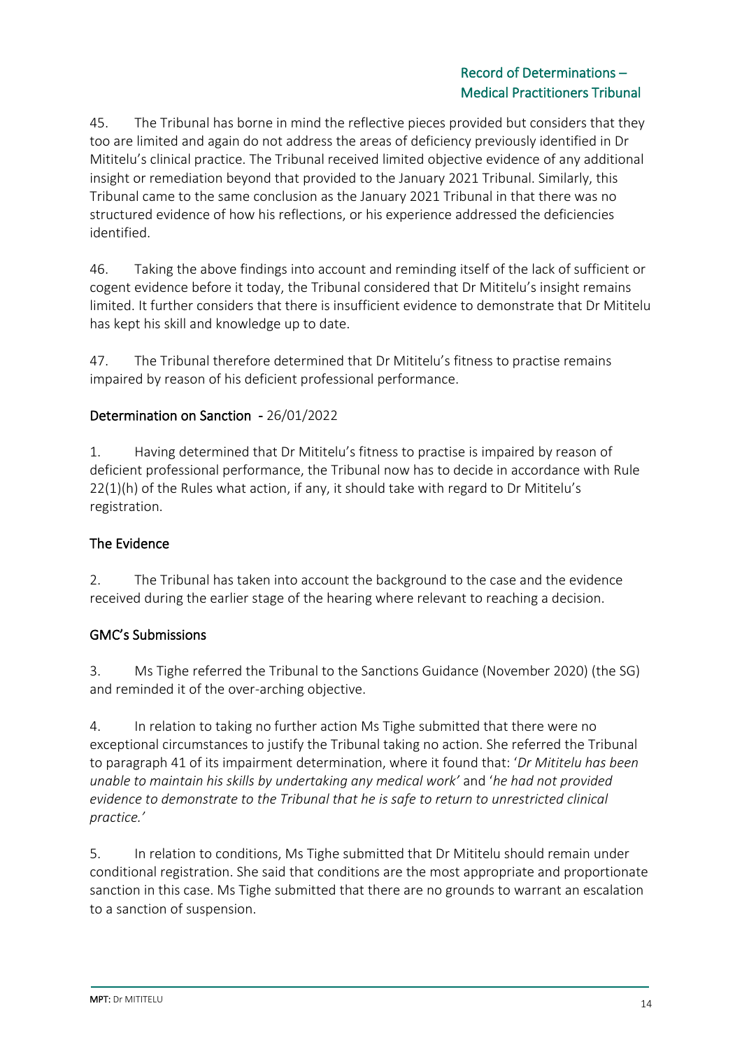45. The Tribunal has borne in mind the reflective pieces provided but considers that they too are limited and again do not address the areas of deficiency previously identified in Dr Mititelu's clinical practice. The Tribunal received limited objective evidence of any additional insight or remediation beyond that provided to the January 2021 Tribunal. Similarly, this Tribunal came to the same conclusion as the January 2021 Tribunal in that there was no structured evidence of how his reflections, or his experience addressed the deficiencies identified.

46. Taking the above findings into account and reminding itself of the lack of sufficient or cogent evidence before it today, the Tribunal considered that Dr Mititelu's insight remains limited. It further considers that there is insufficient evidence to demonstrate that Dr Mititelu has kept his skill and knowledge up to date.

47. The Tribunal therefore determined that Dr Mititelu's fitness to practise remains impaired by reason of his deficient professional performance.

## Determination on Sanction - 26/01/2022

1. Having determined that Dr Mititelu's fitness to practise is impaired by reason of deficient professional performance, the Tribunal now has to decide in accordance with Rule 22(1)(h) of the Rules what action, if any, it should take with regard to Dr Mititelu's registration.

### The Evidence

2. The Tribunal has taken into account the background to the case and the evidence received during the earlier stage of the hearing where relevant to reaching a decision.

### GMC's Submissions

3. Ms Tighe referred the Tribunal to the Sanctions Guidance (November 2020) (the SG) and reminded it of the over-arching objective.

4. In relation to taking no further action Ms Tighe submitted that there were no exceptional circumstances to justify the Tribunal taking no action. She referred the Tribunal to paragraph 41 of its impairment determination, where it found that: '*Dr Mititelu has been unable to maintain his skills by undertaking any medical work*' and '*he had not provided evidence to demonstrate to the Tribunal that he is safe to return to unrestricted clinical practice.*'

5. In relation to conditions, Ms Tighe submitted that Dr Mititelu should remain under conditional registration. She said that conditions are the most appropriate and proportionate sanction in this case. Ms Tighe submitted that there are no grounds to warrant an escalation to a sanction of suspension.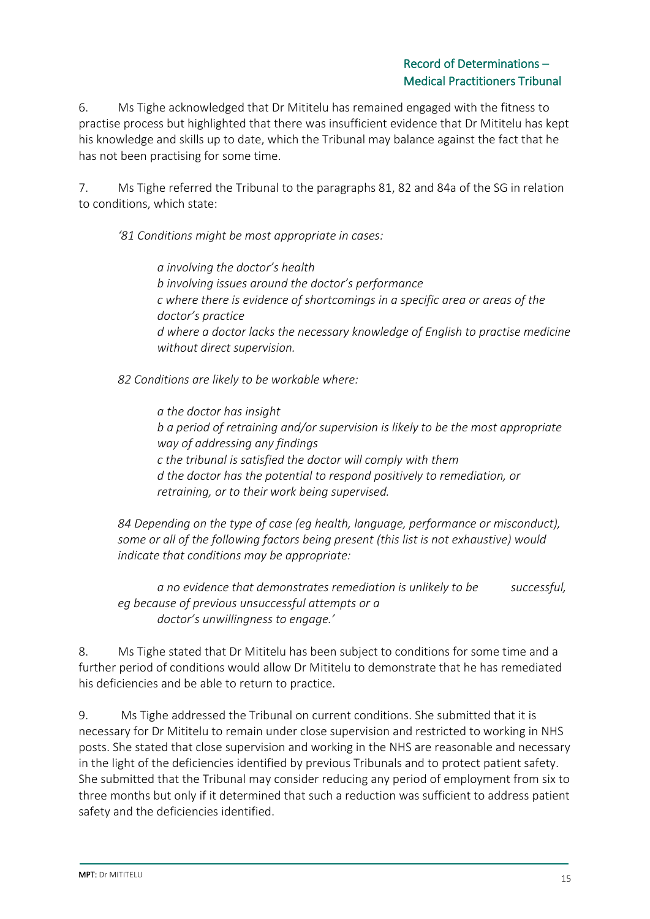6. Ms Tighe acknowledged that Dr Mititelu has remained engaged with the fitness to practise process but highlighted that there was insufficient evidence that Dr Mititelu has kept his knowledge and skills up to date, which the Tribunal may balance against the fact that he has not been practising for some time.

7. Ms Tighe referred the Tribunal to the paragraphs 81, 82 and 84a of the SG in relation to conditions, which state:

> *'81 Conditions might be most appropriate in cases:*
>
> > *a involving the doctor's health*
> > *b involving issues around the doctor's performance*
> > *c where there is evidence of shortcomings in a specific area or areas of the doctor's practice*
> > *d where a doctor lacks the necessary knowledge of English to practise medicine without direct supervision.*
>
> *82 Conditions are likely to be workable where:*
>
> > *a the doctor has insight*
> > *b a period of retraining and/or supervision is likely to be the most appropriate way of addressing any findings*
> > *c the tribunal is satisfied the doctor will comply with them*
> > *d the doctor has the potential to respond positively to remediation, or retraining, or to their work being supervised.*
>
> *84 Depending on the type of case (eg health, language, performance or misconduct), some or all of the following factors being present (this list is not exhaustive) would indicate that conditions may be appropriate:*
>
> > *a no evidence that demonstrates remediation is unlikely to be successful, eg because of previous unsuccessful attempts or a doctor's unwillingness to engage.'*

8. Ms Tighe stated that Dr Mititelu has been subject to conditions for some time and a further period of conditions would allow Dr Mititelu to demonstrate that he has remediated his deficiencies and be able to return to practice.

9. Ms Tighe addressed the Tribunal on current conditions. She submitted that it is necessary for Dr Mititelu to remain under close supervision and restricted to working in NHS posts. She stated that close supervision and working in the NHS are reasonable and necessary in the light of the deficiencies identified by previous Tribunals and to protect patient safety. She submitted that the Tribunal may consider reducing any period of employment from six to three months but only if it determined that such a reduction was sufficient to address patient safety and the deficiencies identified.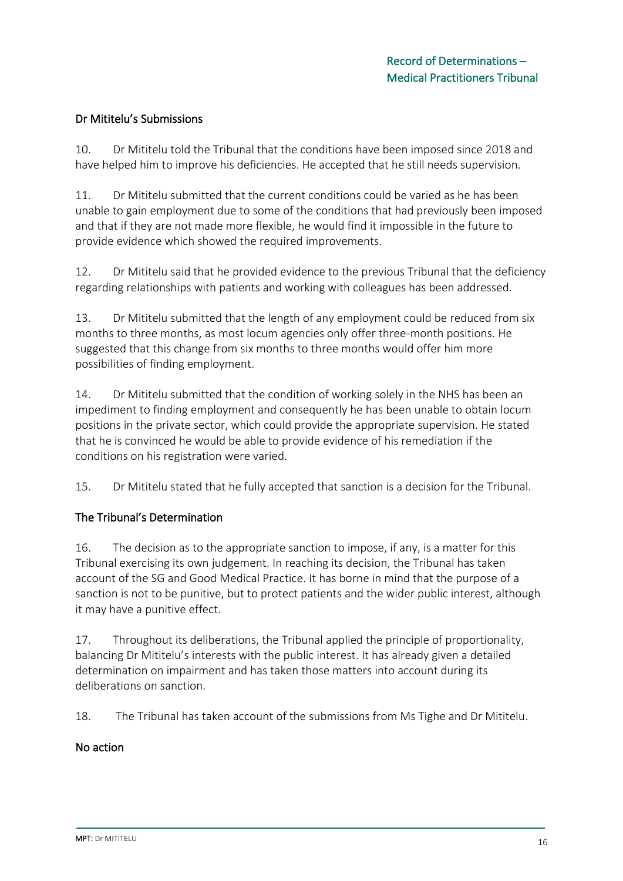## Dr Mititelu's Submissions

10. Dr Mititelu told the Tribunal that the conditions have been imposed since 2018 and have helped him to improve his deficiencies. He accepted that he still needs supervision.

11. Dr Mititelu submitted that the current conditions could be varied as he has been unable to gain employment due to some of the conditions that had previously been imposed and that if they are not made more flexible, he would find it impossible in the future to provide evidence which showed the required improvements.

12. Dr Mititelu said that he provided evidence to the previous Tribunal that the deficiency regarding relationships with patients and working with colleagues has been addressed.

13. Dr Mititelu submitted that the length of any employment could be reduced from six months to three months, as most locum agencies only offer three-month positions. He suggested that this change from six months to three months would offer him more possibilities of finding employment.

14. Dr Mititelu submitted that the condition of working solely in the NHS has been an impediment to finding employment and consequently he has been unable to obtain locum positions in the private sector, which could provide the appropriate supervision. He stated that he is convinced he would be able to provide evidence of his remediation if the conditions on his registration were varied.

15. Dr Mititelu stated that he fully accepted that sanction is a decision for the Tribunal.

## The Tribunal's Determination

16. The decision as to the appropriate sanction to impose, if any, is a matter for this Tribunal exercising its own judgement. In reaching its decision, the Tribunal has taken account of the SG and Good Medical Practice. It has borne in mind that the purpose of a sanction is not to be punitive, but to protect patients and the wider public interest, although it may have a punitive effect.

17. Throughout its deliberations, the Tribunal applied the principle of proportionality, balancing Dr Mititelu's interests with the public interest. It has already given a detailed determination on impairment and has taken those matters into account during its deliberations on sanction.

18. The Tribunal has taken account of the submissions from Ms Tighe and Dr Mititelu.

### No action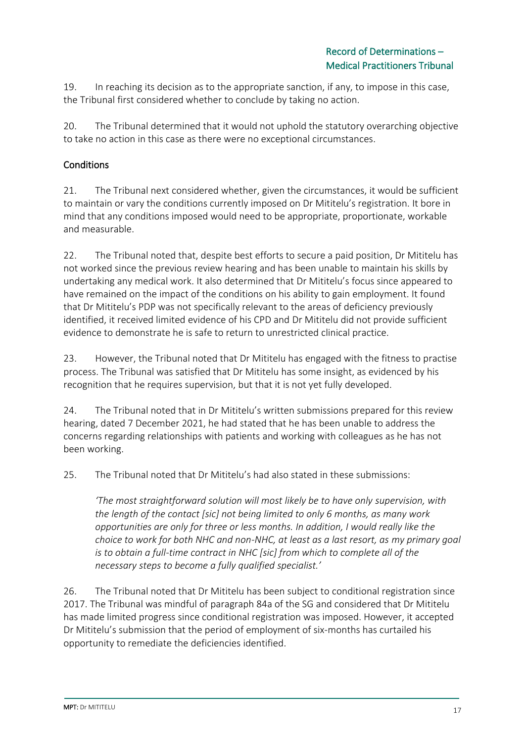19. In reaching its decision as to the appropriate sanction, if any, to impose in this case, the Tribunal first considered whether to conclude by taking no action.

20. The Tribunal determined that it would not uphold the statutory overarching objective to take no action in this case as there were no exceptional circumstances.

## Conditions

21. The Tribunal next considered whether, given the circumstances, it would be sufficient to maintain or vary the conditions currently imposed on Dr Mititelu's registration. It bore in mind that any conditions imposed would need to be appropriate, proportionate, workable and measurable.

22. The Tribunal noted that, despite best efforts to secure a paid position, Dr Mititelu has not worked since the previous review hearing and has been unable to maintain his skills by undertaking any medical work. It also determined that Dr Mititelu's focus since appeared to have remained on the impact of the conditions on his ability to gain employment. It found that Dr Mititelu's PDP was not specifically relevant to the areas of deficiency previously identified, it received limited evidence of his CPD and Dr Mititelu did not provide sufficient evidence to demonstrate he is safe to return to unrestricted clinical practice.

23. However, the Tribunal noted that Dr Mititelu has engaged with the fitness to practise process. The Tribunal was satisfied that Dr Mititelu has some insight, as evidenced by his recognition that he requires supervision, but that it is not yet fully developed.

24. The Tribunal noted that in Dr Mititelu's written submissions prepared for this review hearing, dated 7 December 2021, he had stated that he has been unable to address the concerns regarding relationships with patients and working with colleagues as he has not been working.

25. The Tribunal noted that Dr Mititelu's had also stated in these submissions:

> *'The most straightforward solution will most likely be to have only supervision, with the length of the contact [sic] not being limited to only 6 months, as many work opportunities are only for three or less months. In addition, I would really like the choice to work for both NHC and non-NHC, at least as a last resort, as my primary goal is to obtain a full-time contract in NHC [sic] from which to complete all of the necessary steps to become a fully qualified specialist.'*

26. The Tribunal noted that Dr Mititelu has been subject to conditional registration since 2017. The Tribunal was mindful of paragraph 84a of the SG and considered that Dr Mititelu has made limited progress since conditional registration was imposed. However, it accepted Dr Mititelu's submission that the period of employment of six-months has curtailed his opportunity to remediate the deficiencies identified.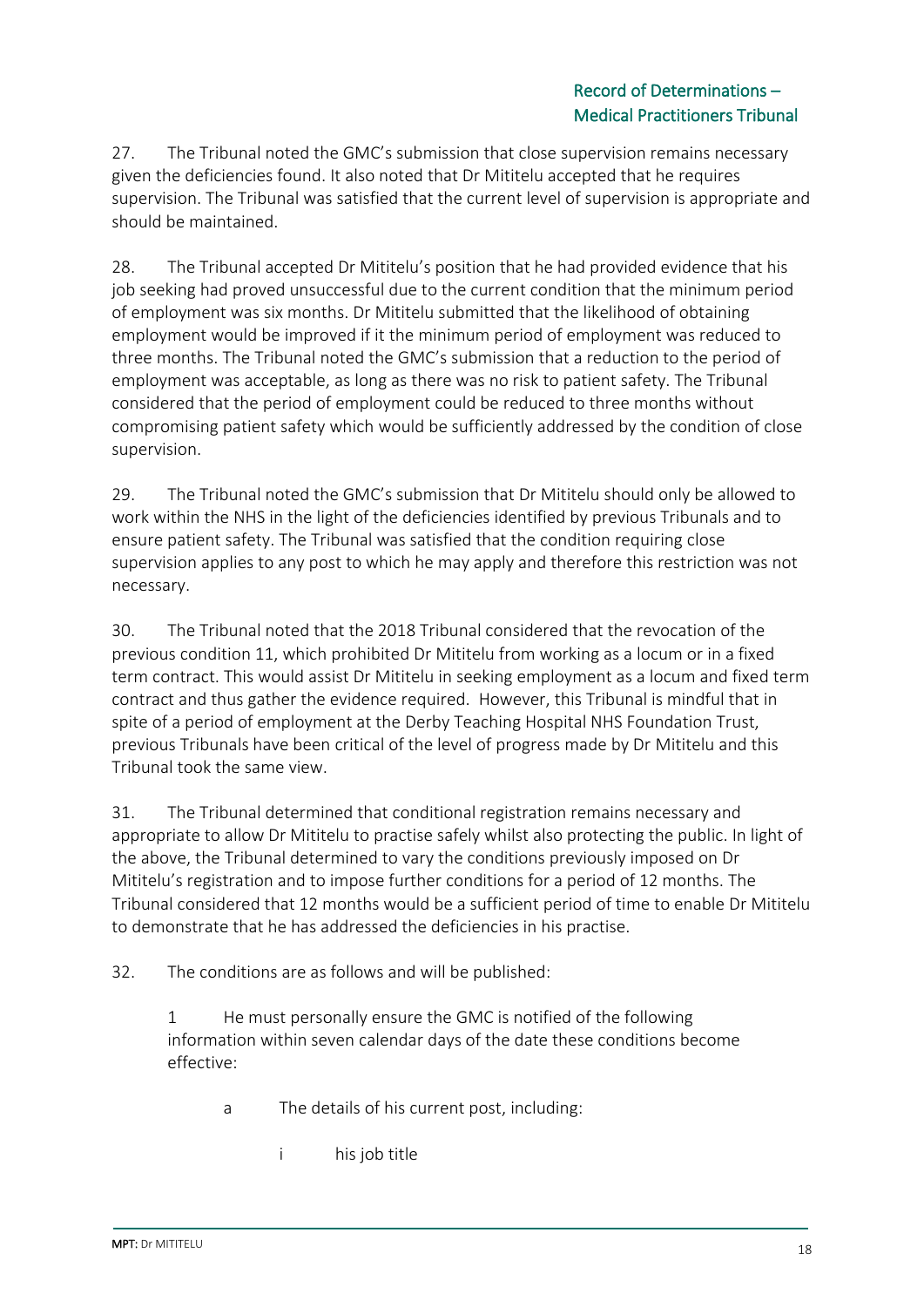27. The Tribunal noted the GMC's submission that close supervision remains necessary given the deficiencies found. It also noted that Dr Mititelu accepted that he requires supervision. The Tribunal was satisfied that the current level of supervision is appropriate and should be maintained.

28. The Tribunal accepted Dr Mititelu's position that he had provided evidence that his job seeking had proved unsuccessful due to the current condition that the minimum period of employment was six months. Dr Mititelu submitted that the likelihood of obtaining employment would be improved if it the minimum period of employment was reduced to three months. The Tribunal noted the GMC's submission that a reduction to the period of employment was acceptable, as long as there was no risk to patient safety. The Tribunal considered that the period of employment could be reduced to three months without compromising patient safety which would be sufficiently addressed by the condition of close supervision.

29. The Tribunal noted the GMC's submission that Dr Mititelu should only be allowed to work within the NHS in the light of the deficiencies identified by previous Tribunals and to ensure patient safety. The Tribunal was satisfied that the condition requiring close supervision applies to any post to which he may apply and therefore this restriction was not necessary.

30. The Tribunal noted that the 2018 Tribunal considered that the revocation of the previous condition 11, which prohibited Dr Mititelu from working as a locum or in a fixed term contract. This would assist Dr Mititelu in seeking employment as a locum and fixed term contract and thus gather the evidence required. However, this Tribunal is mindful that in spite of a period of employment at the Derby Teaching Hospital NHS Foundation Trust, previous Tribunals have been critical of the level of progress made by Dr Mititelu and this Tribunal took the same view.

31. The Tribunal determined that conditional registration remains necessary and appropriate to allow Dr Mititelu to practise safely whilst also protecting the public. In light of the above, the Tribunal determined to vary the conditions previously imposed on Dr Mititelu's registration and to impose further conditions for a period of 12 months. The Tribunal considered that 12 months would be a sufficient period of time to enable Dr Mititelu to demonstrate that he has addressed the deficiencies in his practise.

32. The conditions are as follows and will be published:

1 He must personally ensure the GMC is notified of the following information within seven calendar days of the date these conditions become effective:

a The details of his current post, including:

i his job title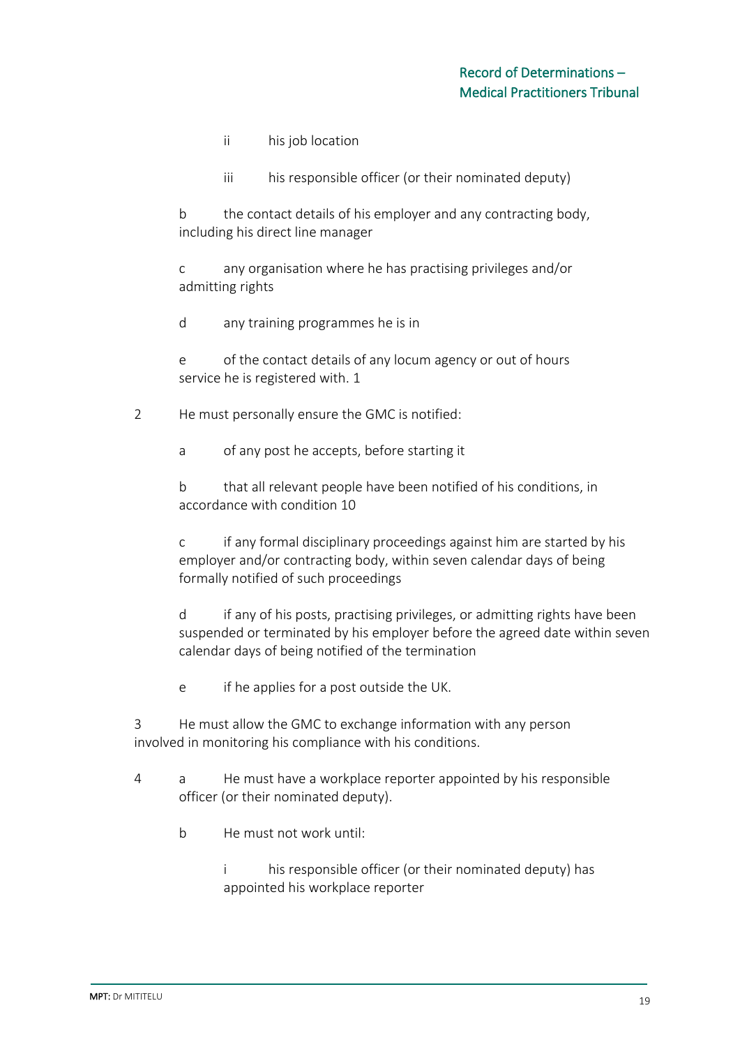ii his job location

iii his responsible officer (or their nominated deputy)

b the contact details of his employer and any contracting body, including his direct line manager

c any organisation where he has practising privileges and/or admitting rights

d any training programmes he is in

e of the contact details of any locum agency or out of hours service he is registered with. 1

2 He must personally ensure the GMC is notified:

a of any post he accepts, before starting it

b that all relevant people have been notified of his conditions, in accordance with condition 10

c if any formal disciplinary proceedings against him are started by his employer and/or contracting body, within seven calendar days of being formally notified of such proceedings

d if any of his posts, practising privileges, or admitting rights have been suspended or terminated by his employer before the agreed date within seven calendar days of being notified of the termination

e if he applies for a post outside the UK.

3 He must allow the GMC to exchange information with any person involved in monitoring his compliance with his conditions.

4 a He must have a workplace reporter appointed by his responsible officer (or their nominated deputy).

b He must not work until:

i his responsible officer (or their nominated deputy) has appointed his workplace reporter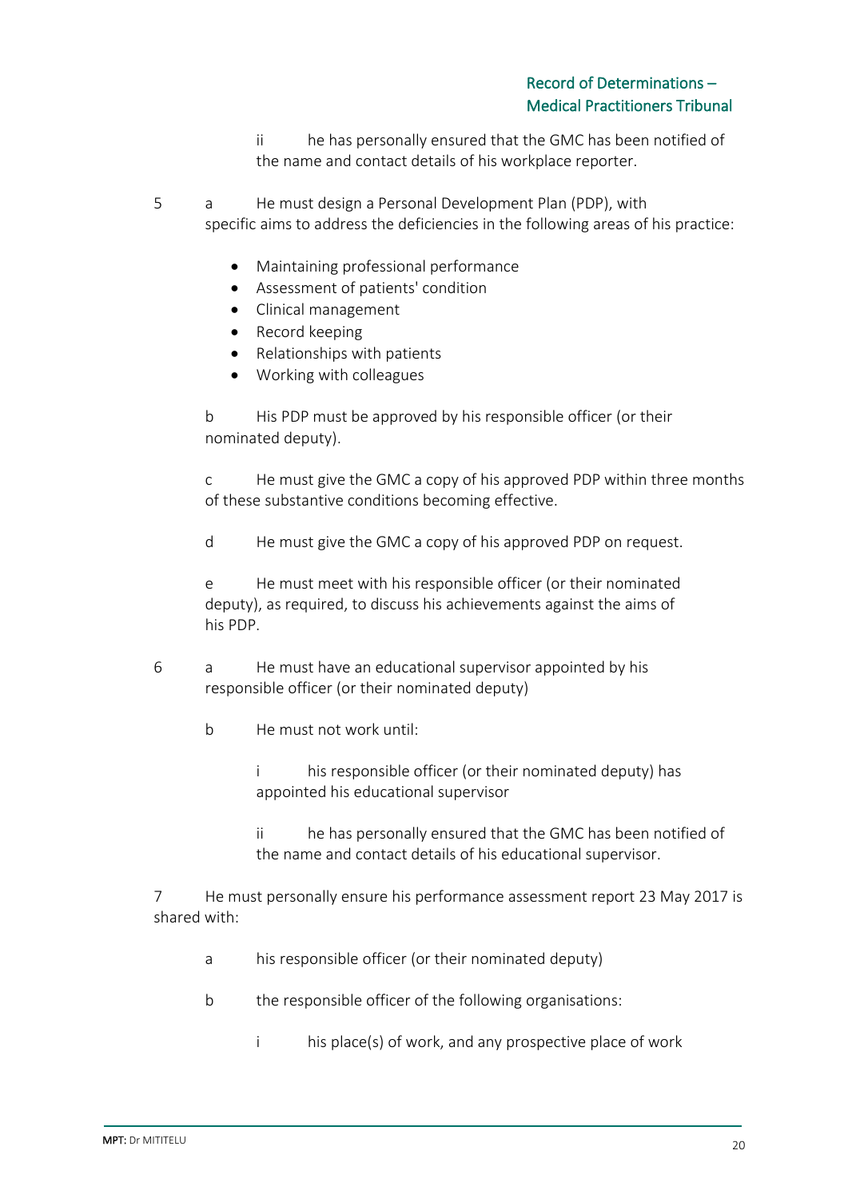ii he has personally ensured that the GMC has been notified of the name and contact details of his workplace reporter.

5 a He must design a Personal Development Plan (PDP), with specific aims to address the deficiencies in the following areas of his practice:

- Maintaining professional performance
- Assessment of patients' condition
- Clinical management
- Record keeping
- Relationships with patients
- Working with colleagues

b His PDP must be approved by his responsible officer (or their nominated deputy).

c He must give the GMC a copy of his approved PDP within three months of these substantive conditions becoming effective.

d He must give the GMC a copy of his approved PDP on request.

e He must meet with his responsible officer (or their nominated deputy), as required, to discuss his achievements against the aims of his PDP.

6 a He must have an educational supervisor appointed by his responsible officer (or their nominated deputy)

b He must not work until:

i his responsible officer (or their nominated deputy) has appointed his educational supervisor

ii he has personally ensured that the GMC has been notified of the name and contact details of his educational supervisor.

7 He must personally ensure his performance assessment report 23 May 2017 is shared with:

a his responsible officer (or their nominated deputy)

b the responsible officer of the following organisations:

i his place(s) of work, and any prospective place of work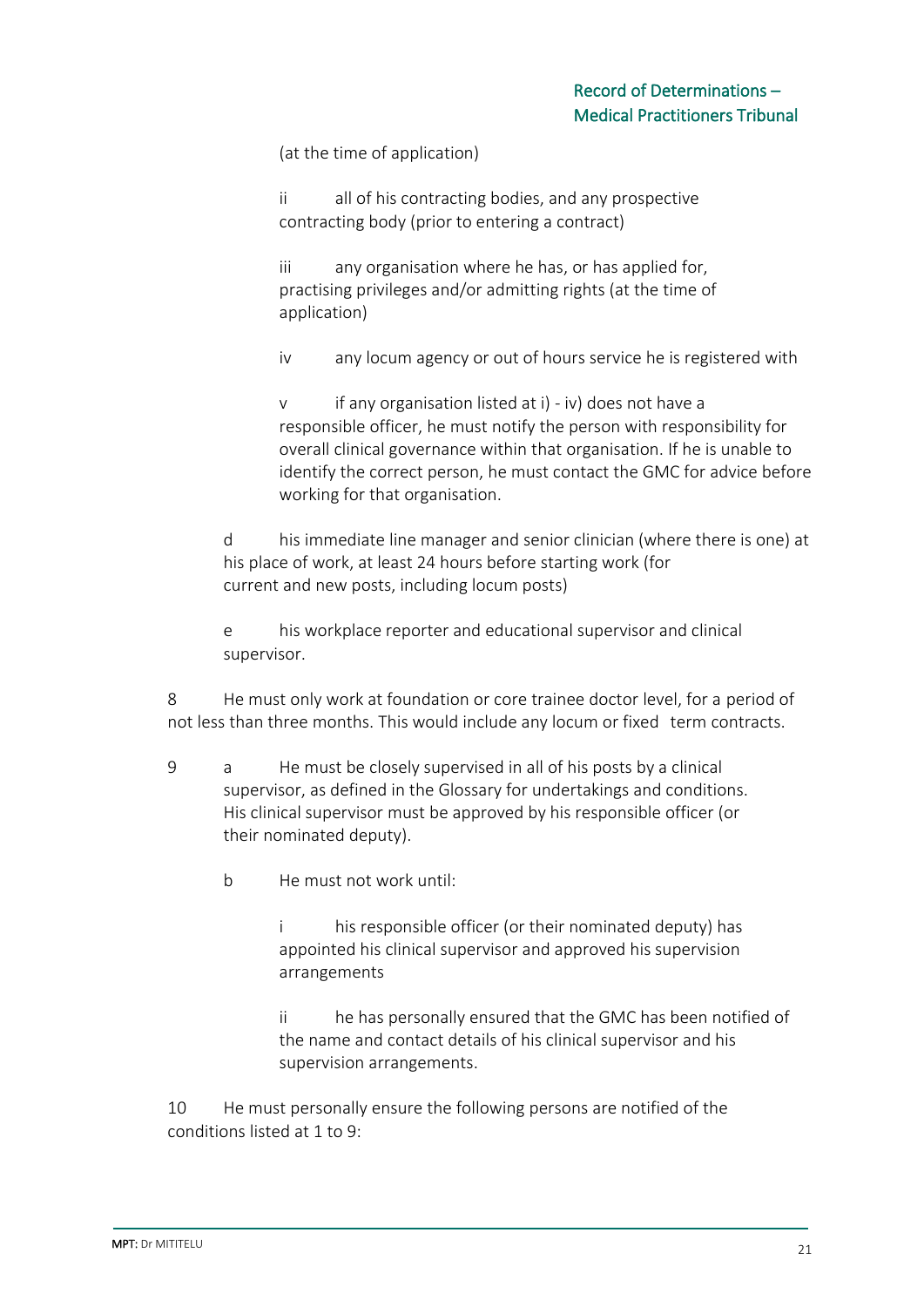(at the time of application)

ii all of his contracting bodies, and any prospective contracting body (prior to entering a contract)

iii any organisation where he has, or has applied for, practising privileges and/or admitting rights (at the time of application)

iv any locum agency or out of hours service he is registered with

v if any organisation listed at i) - iv) does not have a responsible officer, he must notify the person with responsibility for overall clinical governance within that organisation. If he is unable to identify the correct person, he must contact the GMC for advice before working for that organisation.

d his immediate line manager and senior clinician (where there is one) at his place of work, at least 24 hours before starting work (for current and new posts, including locum posts)

e his workplace reporter and educational supervisor and clinical supervisor.

8 He must only work at foundation or core trainee doctor level, for a period of not less than three months. This would include any locum or fixed term contracts.

9 a He must be closely supervised in all of his posts by a clinical supervisor, as defined in the Glossary for undertakings and conditions. His clinical supervisor must be approved by his responsible officer (or their nominated deputy).

b He must not work until:

i his responsible officer (or their nominated deputy) has appointed his clinical supervisor and approved his supervision arrangements

ii he has personally ensured that the GMC has been notified of the name and contact details of his clinical supervisor and his supervision arrangements.

10 He must personally ensure the following persons are notified of the conditions listed at 1 to 9: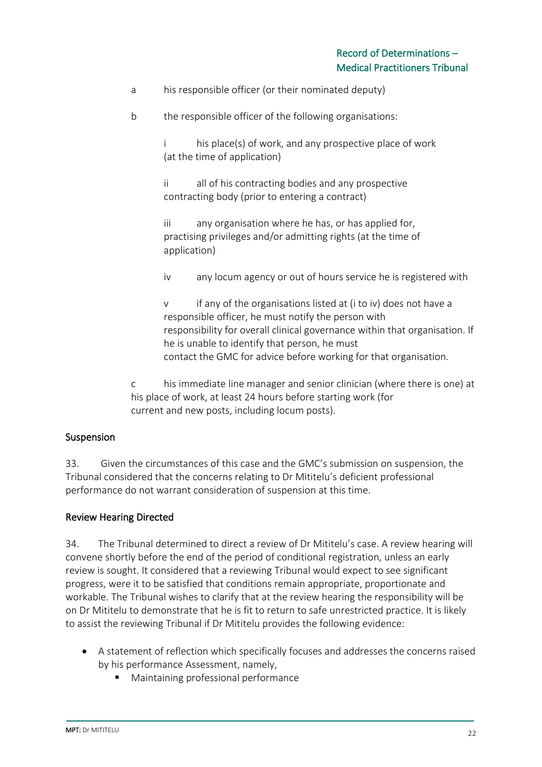a his responsible officer (or their nominated deputy)

b the responsible officer of the following organisations:

i his place(s) of work, and any prospective place of work (at the time of application)

ii all of his contracting bodies and any prospective contracting body (prior to entering a contract)

iii any organisation where he has, or has applied for, practising privileges and/or admitting rights (at the time of application)

iv any locum agency or out of hours service he is registered with

v if any of the organisations listed at (i to iv) does not have a responsible officer, he must notify the person with responsibility for overall clinical governance within that organisation. If he is unable to identify that person, he must contact the GMC for advice before working for that organisation.

c his immediate line manager and senior clinician (where there is one) at his place of work, at least 24 hours before starting work (for current and new posts, including locum posts).

## Suspension

33. Given the circumstances of this case and the GMC's submission on suspension, the Tribunal considered that the concerns relating to Dr Mititelu's deficient professional performance do not warrant consideration of suspension at this time.

## Review Hearing Directed

34. The Tribunal determined to direct a review of Dr Mititelu's case. A review hearing will convene shortly before the end of the period of conditional registration, unless an early review is sought. It considered that a reviewing Tribunal would expect to see significant progress, were it to be satisfied that conditions remain appropriate, proportionate and workable. The Tribunal wishes to clarify that at the review hearing the responsibility will be on Dr Mititelu to demonstrate that he is fit to return to safe unrestricted practice. It is likely to assist the reviewing Tribunal if Dr Mititelu provides the following evidence:

- A statement of reflection which specifically focuses and addresses the concerns raised by his performance Assessment, namely,
    - Maintaining professional performance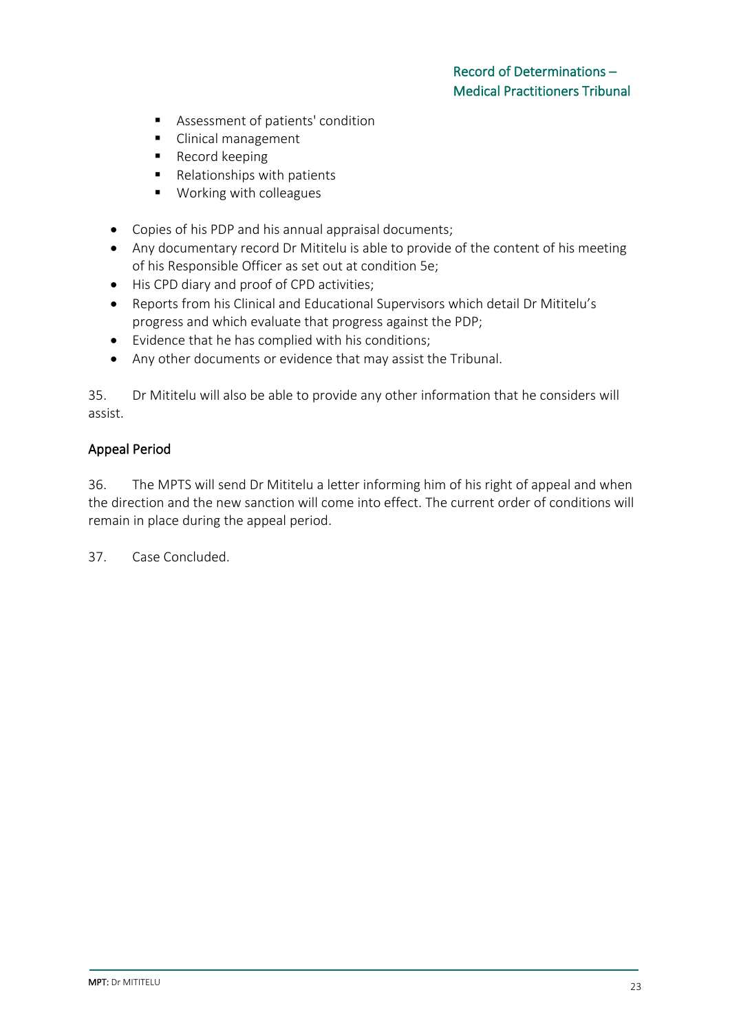- Assessment of patients' condition
  - Clinical management
  - Record keeping
  - Relationships with patients
  - Working with colleagues

- Copies of his PDP and his annual appraisal documents;
- Any documentary record Dr Mititelu is able to provide of the content of his meeting of his Responsible Officer as set out at condition 5e;
- His CPD diary and proof of CPD activities;
- Reports from his Clinical and Educational Supervisors which detail Dr Mititelu's progress and which evaluate that progress against the PDP;
- Evidence that he has complied with his conditions;
- Any other documents or evidence that may assist the Tribunal.

35. Dr Mititelu will also be able to provide any other information that he considers will assist.

## Appeal Period

36. The MPTS will send Dr Mititelu a letter informing him of his right of appeal and when the direction and the new sanction will come into effect. The current order of conditions will remain in place during the appeal period.

37. Case Concluded.